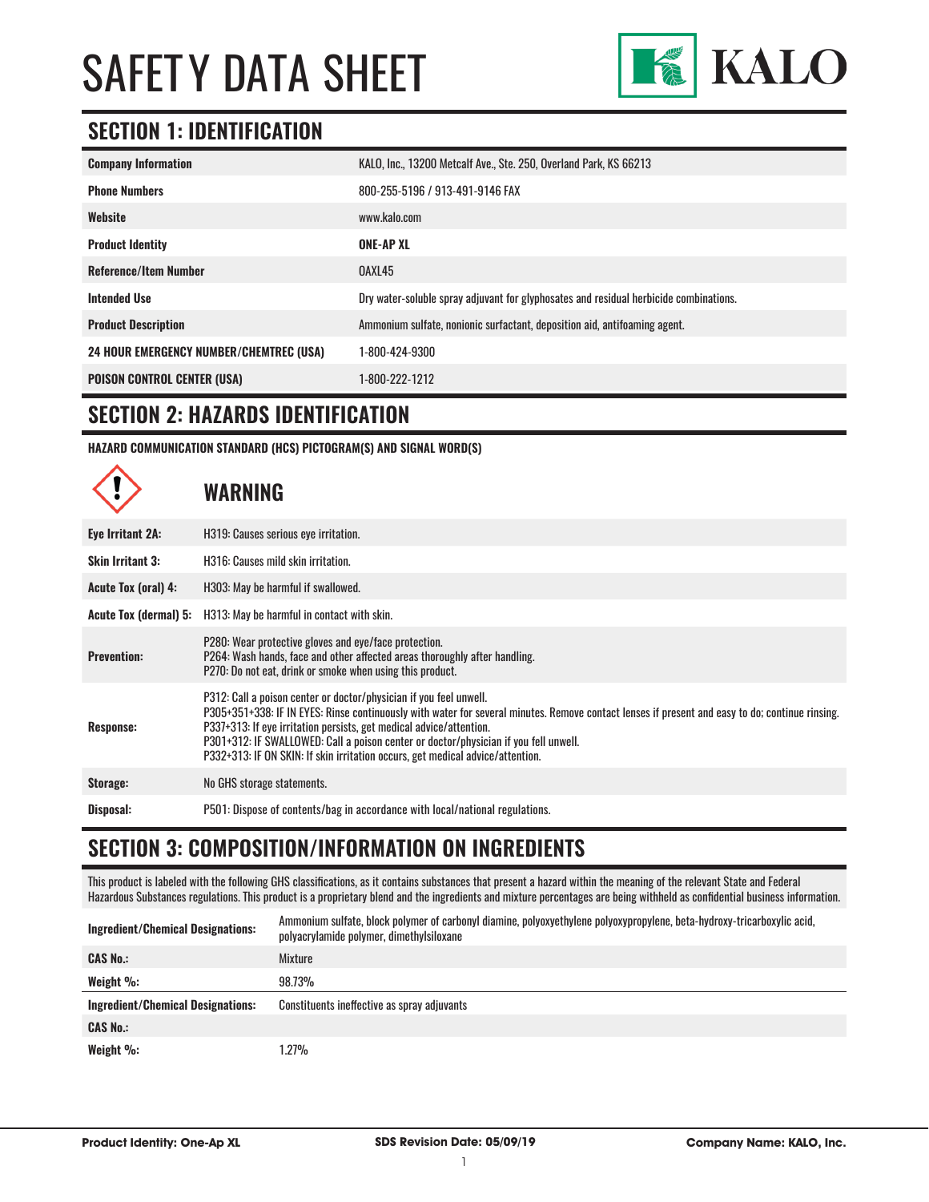# SAFETY DATA SHEET

KALO

## SECTION 1: IDENTIFICATION

| | |
|---|---|
| **Company Information** | KALO, Inc., 13200 Metcalf Ave., Ste. 250, Overland Park, KS 66213 |
| **Phone Numbers** | 800-255-5196 / 913-491-9146 FAX |
| **Website** | www.kalo.com |
| **Product Identity** | **ONE-AP XL** |
| **Reference/Item Number** | OAXL45 |
| **Intended Use** | Dry water-soluble spray adjuvant for glyphosates and residual herbicide combinations. |
| **Product Description** | Ammonium sulfate, nonionic surfactant, deposition aid, antifoaming agent. |
| **24 HOUR EMERGENCY NUMBER/CHEMTREC (USA)** | 1-800-424-9300 |
| **POISON CONTROL CENTER (USA)** | 1-800-222-1212 |

## SECTION 2: HAZARDS IDENTIFICATION

**HAZARD COMMUNICATION STANDARD (HCS) PICTOGRAM(S) AND SIGNAL WORD(S)**

### WARNING

| | |
|---|---|
| **Eye Irritant 2A:** | H319: Causes serious eye irritation. |
| **Skin Irritant 3:** | H316: Causes mild skin irritation. |
| **Acute Tox (oral) 4:** | H303: May be harmful if swallowed. |
| **Acute Tox (dermal) 5:** | H313: May be harmful in contact with skin. |
| **Prevention:** | P280: Wear protective gloves and eye/face protection.<br>P264: Wash hands, face and other affected areas thoroughly after handling.<br>P270: Do not eat, drink or smoke when using this product. |
| **Response:** | P312: Call a poison center or doctor/physician if you feel unwell.<br>P305+351+338: IF IN EYES: Rinse continuously with water for several minutes. Remove contact lenses if present and easy to do; continue rinsing.<br>P337+313: If eye irritation persists, get medical advice/attention.<br>P301+312: IF SWALLOWED: Call a poison center or doctor/physician if you fell unwell.<br>P332+313: IF ON SKIN: If skin irritation occurs, get medical advice/attention. |
| **Storage:** | No GHS storage statements. |
| **Disposal:** | P501: Dispose of contents/bag in accordance with local/national regulations. |

## SECTION 3: COMPOSITION/INFORMATION ON INGREDIENTS

This product is labeled with the following GHS classifications, as it contains substances that present a hazard within the meaning of the relevant State and Federal Hazardous Substances regulations. This product is a proprietary blend and the ingredients and mixture percentages are being withheld as confidential business information.

| | |
|---|---|
| **Ingredient/Chemical Designations:** | Ammonium sulfate, block polymer of carbonyl diamine, polyoxyethylene polyoxypropylene, beta-hydroxy-tricarboxylic acid, polyacrylamide polymer, dimethylsiloxane |
| **CAS No.:** | Mixture |
| **Weight %:** | 98.73% |
| **Ingredient/Chemical Designations:** | Constituents ineffective as spray adjuvants |
| **CAS No.:** | |
| **Weight %:** | 1.27% |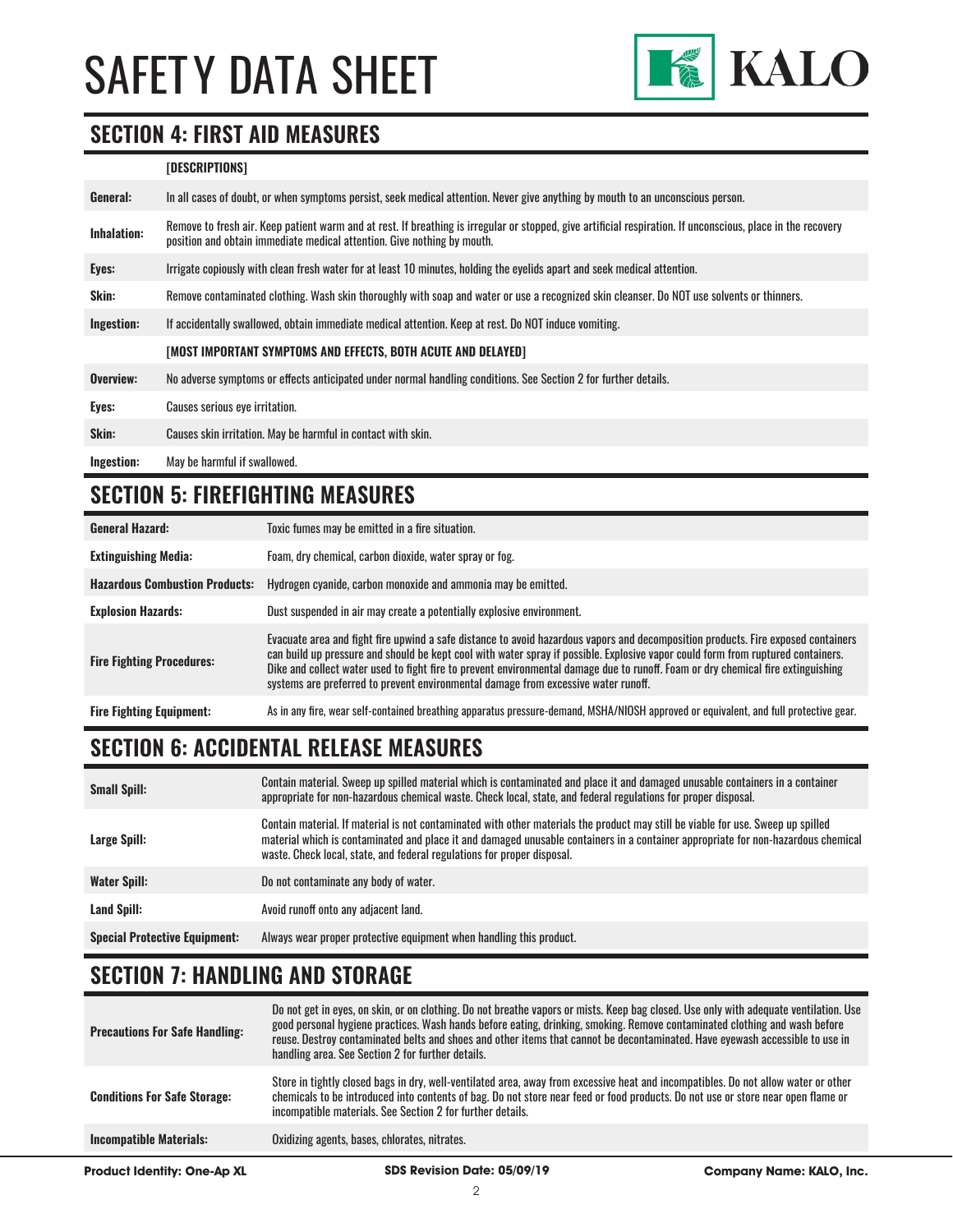## SECTION 4: FIRST AID MEASURES

| | [DESCRIPTIONS] |
|---|---|
| **General:** | In all cases of doubt, or when symptoms persist, seek medical attention. Never give anything by mouth to an unconscious person. |
| **Inhalation:** | Remove to fresh air. Keep patient warm and at rest. If breathing is irregular or stopped, give artificial respiration. If unconscious, place in the recovery position and obtain immediate medical attention. Give nothing by mouth. |
| **Eyes:** | Irrigate copiously with clean fresh water for at least 10 minutes, holding the eyelids apart and seek medical attention. |
| **Skin:** | Remove contaminated clothing. Wash skin thoroughly with soap and water or use a recognized skin cleanser. Do NOT use solvents or thinners. |
| **Ingestion:** | If accidentally swallowed, obtain immediate medical attention. Keep at rest. Do NOT induce vomiting. |
| | **[MOST IMPORTANT SYMPTOMS AND EFFECTS, BOTH ACUTE AND DELAYED]** |
| **Overview:** | No adverse symptoms or effects anticipated under normal handling conditions. See Section 2 for further details. |
| **Eyes:** | Causes serious eye irritation. |
| **Skin:** | Causes skin irritation. May be harmful in contact with skin. |
| **Ingestion:** | May be harmful if swallowed. |

## SECTION 5: FIREFIGHTING MEASURES

| | |
|---|---|
| **General Hazard:** | Toxic fumes may be emitted in a fire situation. |
| **Extinguishing Media:** | Foam, dry chemical, carbon dioxide, water spray or fog. |
| **Hazardous Combustion Products:** | Hydrogen cyanide, carbon monoxide and ammonia may be emitted. |
| **Explosion Hazards:** | Dust suspended in air may create a potentially explosive environment. |
| **Fire Fighting Procedures:** | Evacuate area and fight fire upwind a safe distance to avoid hazardous vapors and decomposition products. Fire exposed containers can build up pressure and should be kept cool with water spray if possible. Explosive vapor could form from ruptured containers. Dike and collect water used to fight fire to prevent environmental damage due to runoff. Foam or dry chemical fire extinguishing systems are preferred to prevent environmental damage from excessive water runoff. |
| **Fire Fighting Equipment:** | As in any fire, wear self-contained breathing apparatus pressure-demand, MSHA/NIOSH approved or equivalent, and full protective gear. |

## SECTION 6: ACCIDENTAL RELEASE MEASURES

| | |
|---|---|
| **Small Spill:** | Contain material. Sweep up spilled material which is contaminated and place it and damaged unusable containers in a container appropriate for non-hazardous chemical waste. Check local, state, and federal regulations for proper disposal. |
| **Large Spill:** | Contain material. If material is not contaminated with other materials the product may still be viable for use. Sweep up spilled material which is contaminated and place it and damaged unusable containers in a container appropriate for non-hazardous chemical waste. Check local, state, and federal regulations for proper disposal. |
| **Water Spill:** | Do not contaminate any body of water. |
| **Land Spill:** | Avoid runoff onto any adjacent land. |
| **Special Protective Equipment:** | Always wear proper protective equipment when handling this product. |

## SECTION 7: HANDLING AND STORAGE

| | |
|---|---|
| **Precautions For Safe Handling:** | Do not get in eyes, on skin, or on clothing. Do not breathe vapors or mists. Keep bag closed. Use only with adequate ventilation. Use good personal hygiene practices. Wash hands before eating, drinking, smoking. Remove contaminated clothing and wash before reuse. Destroy contaminated belts and shoes and other items that cannot be decontaminated. Have eyewash accessible to use in handling area. See Section 2 for further details. |
| **Conditions For Safe Storage:** | Store in tightly closed bags in dry, well-ventilated area, away from excessive heat and incompatibles. Do not allow water or other chemicals to be introduced into contents of bag. Do not store near feed or food products. Do not use or store near open flame or incompatible materials. See Section 2 for further details. |
| **Incompatible Materials:** | Oxidizing agents, bases, chlorates, nitrates. |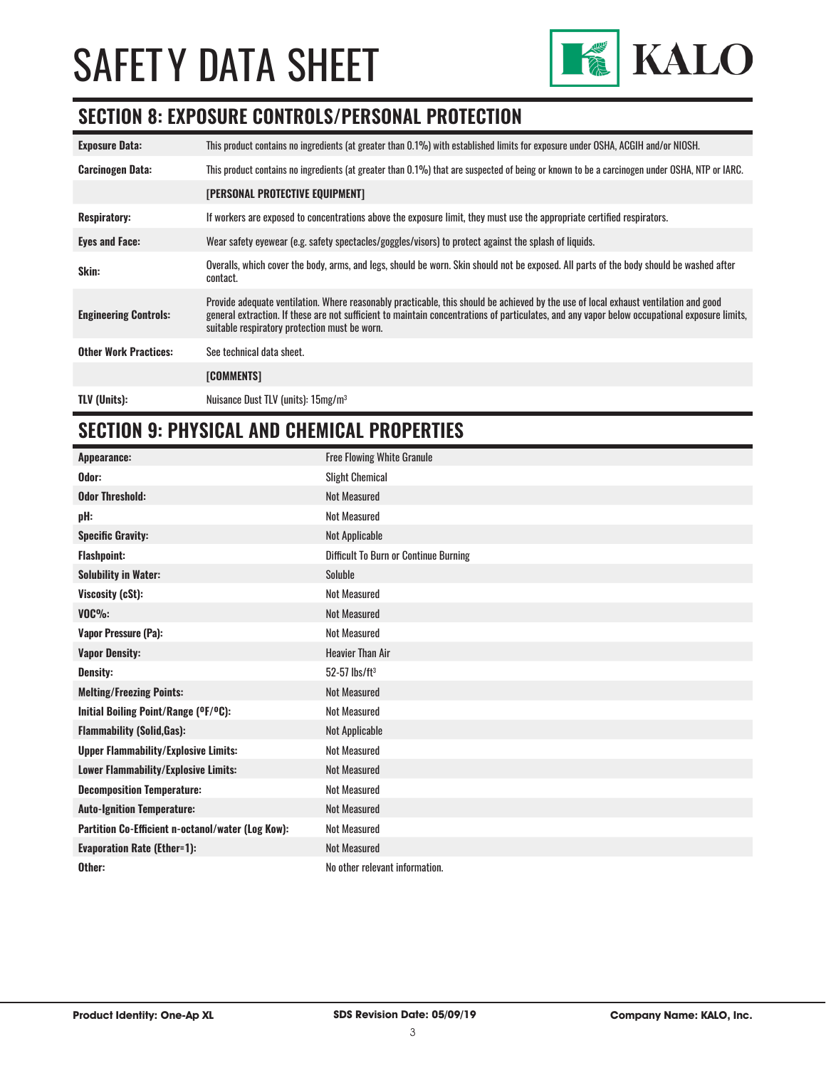## SECTION 8: EXPOSURE CONTROLS/PERSONAL PROTECTION

| | |
|---|---|
| **Exposure Data:** | This product contains no ingredients (at greater than 0.1%) with established limits for exposure under OSHA, ACGIH and/or NIOSH. |
| **Carcinogen Data:** | This product contains no ingredients (at greater than 0.1%) that are suspected of being or known to be a carcinogen under OSHA, NTP or IARC. |
| | **[PERSONAL PROTECTIVE EQUIPMENT]** |
| **Respiratory:** | If workers are exposed to concentrations above the exposure limit, they must use the appropriate certified respirators. |
| **Eyes and Face:** | Wear safety eyewear (e.g. safety spectacles/goggles/visors) to protect against the splash of liquids. |
| **Skin:** | Overalls, which cover the body, arms, and legs, should be worn. Skin should not be exposed. All parts of the body should be washed after contact. |
| **Engineering Controls:** | Provide adequate ventilation. Where reasonably practicable, this should be achieved by the use of local exhaust ventilation and good general extraction. If these are not sufficient to maintain concentrations of particulates, and any vapor below occupational exposure limits, suitable respiratory protection must be worn. |
| **Other Work Practices:** | See technical data sheet. |
| | **[COMMENTS]** |
| **TLV (Units):** | Nuisance Dust TLV (units): 15mg/m$^3$ |

## SECTION 9: PHYSICAL AND CHEMICAL PROPERTIES

| | |
|---|---|
| **Appearance:** | Free Flowing White Granule |
| **Odor:** | Slight Chemical |
| **Odor Threshold:** | Not Measured |
| **pH:** | Not Measured |
| **Specific Gravity:** | Not Applicable |
| **Flashpoint:** | Difficult To Burn or Continue Burning |
| **Solubility in Water:** | Soluble |
| **Viscosity (cSt):** | Not Measured |
| **VOC%:** | Not Measured |
| **Vapor Pressure (Pa):** | Not Measured |
| **Vapor Density:** | Heavier Than Air |
| **Density:** | 52-57 lbs/ft$^3$ |
| **Melting/Freezing Points:** | Not Measured |
| **Initial Boiling Point/Range (ºF/ºC):** | Not Measured |
| **Flammability (Solid,Gas):** | Not Applicable |
| **Upper Flammability/Explosive Limits:** | Not Measured |
| **Lower Flammability/Explosive Limits:** | Not Measured |
| **Decomposition Temperature:** | Not Measured |
| **Auto-Ignition Temperature:** | Not Measured |
| **Partition Co-Efficient n-octanol/water (Log Kow):** | Not Measured |
| **Evaporation Rate (Ether=1):** | Not Measured |
| **Other:** | No other relevant information. |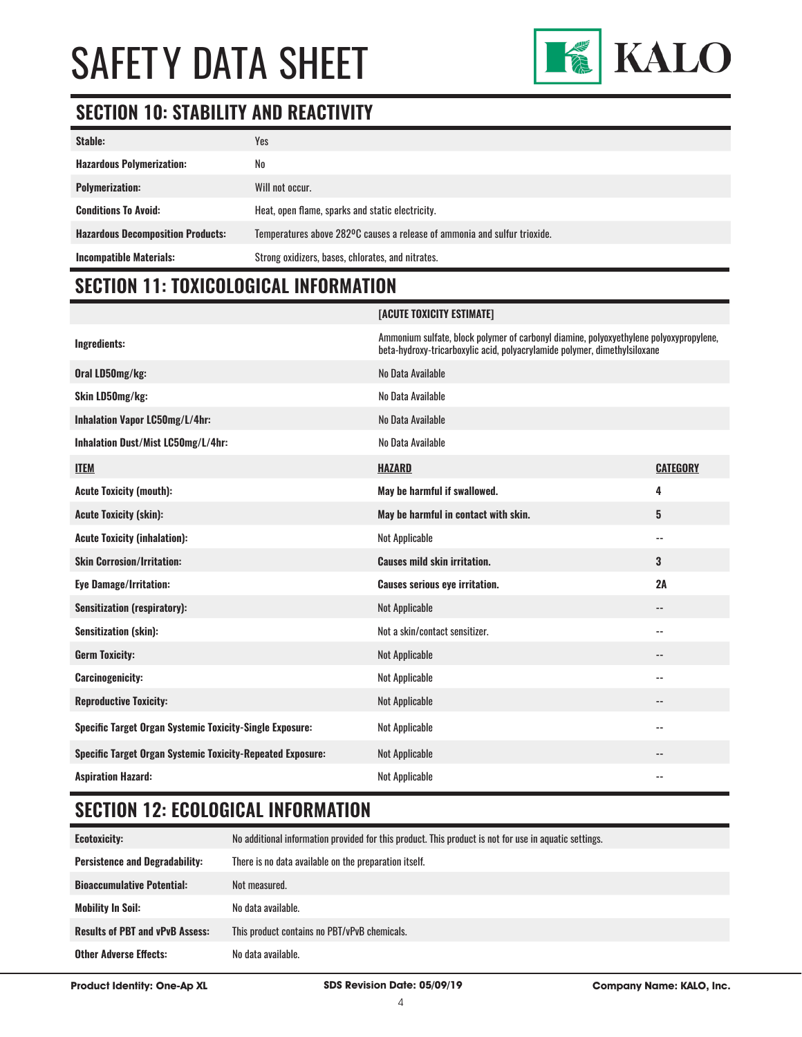## SECTION 10: STABILITY AND REACTIVITY

| | |
|---|---|
| **Stable:** | Yes |
| **Hazardous Polymerization:** | No |
| **Polymerization:** | Will not occur. |
| **Conditions To Avoid:** | Heat, open flame, sparks and static electricity. |
| **Hazardous Decomposition Products:** | Temperatures above 282ºC causes a release of ammonia and sulfur trioxide. |
| **Incompatible Materials:** | Strong oxidizers, bases, chlorates, and nitrates. |

## SECTION 11: TOXICOLOGICAL INFORMATION

| | **[ACUTE TOXICITY ESTIMATE]** | |
|---|---|---|
| **Ingredients:** | Ammonium sulfate, block polymer of carbonyl diamine, polyoxyethylene polyoxypropylene, beta-hydroxy-tricarboxylic acid, polyacrylamide polymer, dimethylsiloxane | |
| **Oral LD50mg/kg:** | No Data Available | |
| **Skin LD50mg/kg:** | No Data Available | |
| **Inhalation Vapor LC50mg/L/4hr:** | No Data Available | |
| **Inhalation Dust/Mist LC50mg/L/4hr:** | No Data Available | |
| **ITEM** | **HAZARD** | **CATEGORY** |
| **Acute Toxicity (mouth):** | **May be harmful if swallowed.** | **4** |
| **Acute Toxicity (skin):** | **May be harmful in contact with skin.** | **5** |
| **Acute Toxicity (inhalation):** | Not Applicable | -- |
| **Skin Corrosion/Irritation:** | **Causes mild skin irritation.** | **3** |
| **Eye Damage/Irritation:** | **Causes serious eye irritation.** | **2A** |
| **Sensitization (respiratory):** | Not Applicable | -- |
| **Sensitization (skin):** | Not a skin/contact sensitizer. | -- |
| **Germ Toxicity:** | Not Applicable | -- |
| **Carcinogenicity:** | Not Applicable | -- |
| **Reproductive Toxicity:** | Not Applicable | -- |
| **Specific Target Organ Systemic Toxicity-Single Exposure:** | Not Applicable | -- |
| **Specific Target Organ Systemic Toxicity-Repeated Exposure:** | Not Applicable | -- |
| **Aspiration Hazard:** | Not Applicable | -- |

## SECTION 12: ECOLOGICAL INFORMATION

| | |
|---|---|
| **Ecotoxicity:** | No additional information provided for this product. This product is not for use in aquatic settings. |
| **Persistence and Degradability:** | There is no data available on the preparation itself. |
| **Bioaccumulative Potential:** | Not measured. |
| **Mobility In Soil:** | No data available. |
| **Results of PBT and vPvB Assess:** | This product contains no PBT/vPvB chemicals. |
| **Other Adverse Effects:** | No data available. |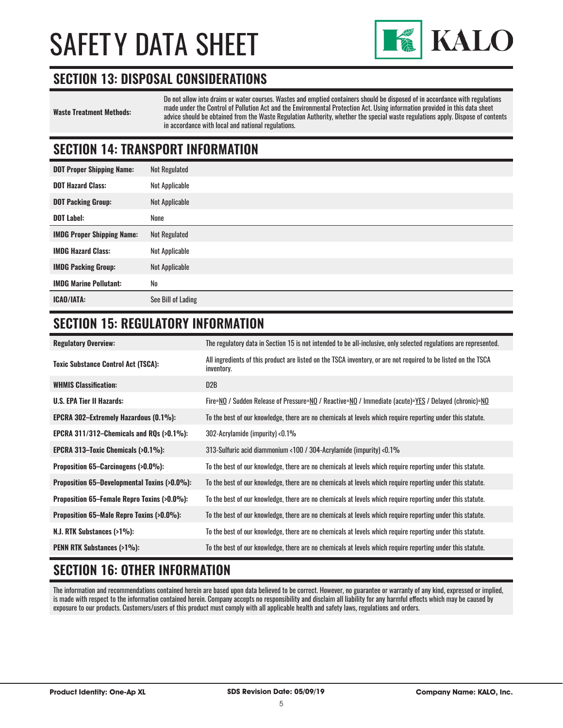# SAFETY DATA SHEET

## SECTION 13: DISPOSAL CONSIDERATIONS

| | |
|---|---|
| **Waste Treatment Methods:** | Do not allow into drains or water courses. Wastes and emptied containers should be disposed of in accordance with regulations made under the Control of Pollution Act and the Environmental Protection Act. Using information provided in this data sheet advice should be obtained from the Waste Regulation Authority, whether the special waste regulations apply. Dispose of contents in accordance with local and national regulations. |

## SECTION 14: TRANSPORT INFORMATION

| | |
|---|---|
| **DOT Proper Shipping Name:** | Not Regulated |
| **DOT Hazard Class:** | Not Applicable |
| **DOT Packing Group:** | Not Applicable |
| **DOT Label:** | None |
| **IMDG Proper Shipping Name:** | Not Regulated |
| **IMDG Hazard Class:** | Not Applicable |
| **IMDG Packing Group:** | Not Applicable |
| **IMDG Marine Pollutant:** | No |
| **ICAO/IATA:** | See Bill of Lading |

## SECTION 15: REGULATORY INFORMATION

| | |
|---|---|
| **Regulatory Overview:** | The regulatory data in Section 15 is not intended to be all-inclusive, only selected regulations are represented. |
| **Toxic Substance Control Act (TSCA):** | All ingredients of this product are listed on the TSCA inventory, or are not required to be listed on the TSCA inventory. |
| **WHMIS Classification:** | D2B |
| **U.S. EPA Tier II Hazards:** | Fire=NO / Sudden Release of Pressure=NO / Reactive=NO / Immediate (acute)=YES / Delayed (chronic)=NO |
| **EPCRA 302–Extremely Hazardous (0.1%):** | To the best of our knowledge, there are no chemicals at levels which require reporting under this statute. |
| **EPCRA 311/312–Chemicals and RQs (>0.1%):** | 302-Acrylamide (impurity) <0.1% |
| **EPCRA 313–Toxic Chemicals (>0.1%):** | 313-Sulfuric acid diammonium <100 / 304-Acrylamide (impurity) <0.1% |
| **Proposition 65–Carcinogens (>0.0%):** | To the best of our knowledge, there are no chemicals at levels which require reporting under this statute. |
| **Proposition 65–Developmental Toxins (>0.0%):** | To the best of our knowledge, there are no chemicals at levels which require reporting under this statute. |
| **Proposition 65–Female Repro Toxins (>0.0%):** | To the best of our knowledge, there are no chemicals at levels which require reporting under this statute. |
| **Proposition 65–Male Repro Toxins (>0.0%):** | To the best of our knowledge, there are no chemicals at levels which require reporting under this statute. |
| **N.J. RTK Substances (>1%):** | To the best of our knowledge, there are no chemicals at levels which require reporting under this statute. |
| **PENN RTK Substances (>1%):** | To the best of our knowledge, there are no chemicals at levels which require reporting under this statute. |

## SECTION 16: OTHER INFORMATION

The information and recommendations contained herein are based upon data believed to be correct. However, no guarantee or warranty of any kind, expressed or implied, is made with respect to the information contained herein. Company accepts no responsibility and disclaim all liability for any harmful effects which may be caused by exposure to our products. Customers/users of this product must comply with all applicable health and safety laws, regulations and orders.